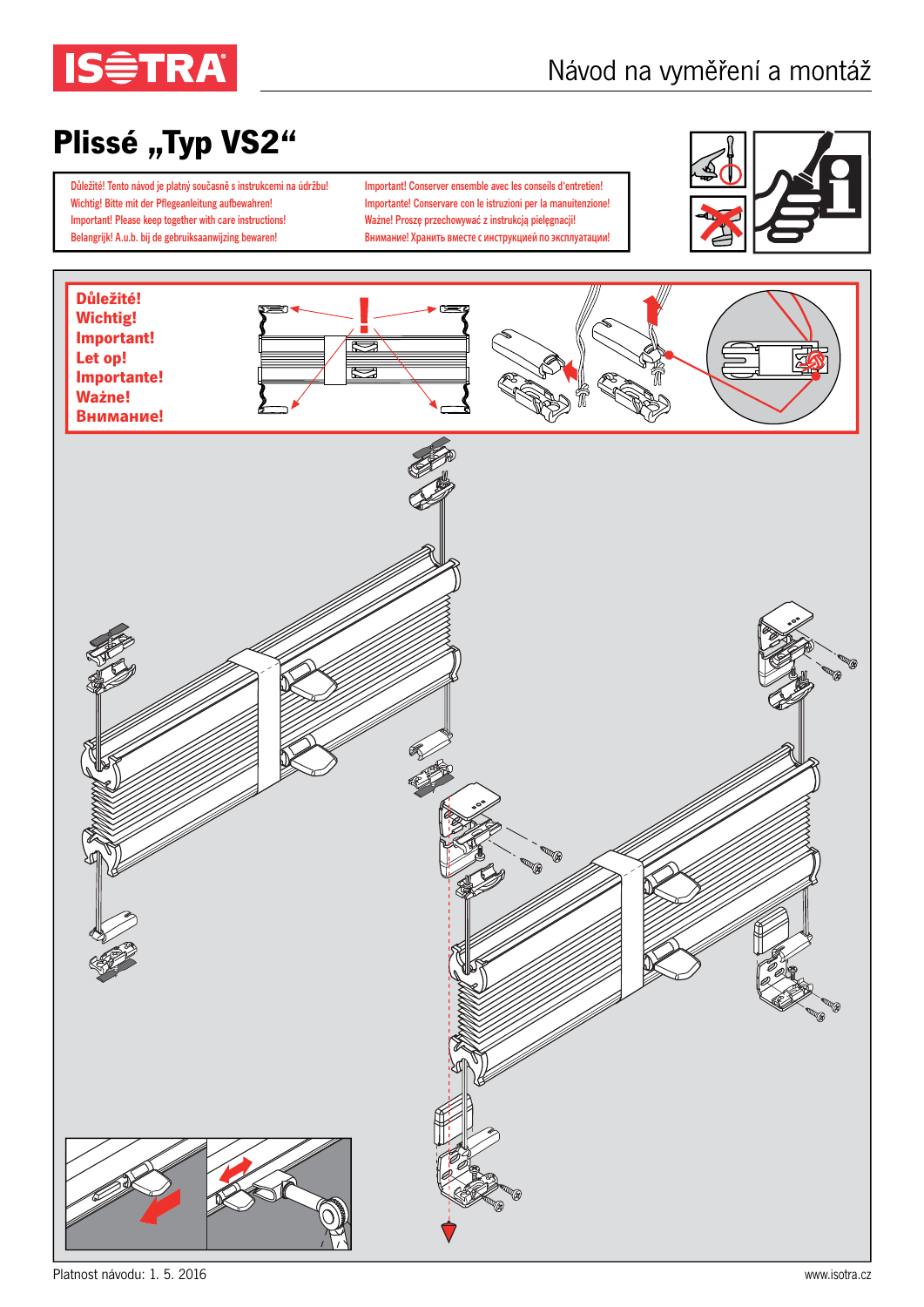# Návod na vyměření a montáž

## Plissé „Typ VS2“

Důležité! Tento návod je platný současně s instrukcemi na údržbu!
Wichtig! Bitte mit der Pflegeanleitung aufbewahren!
Important! Please keep together with care instructions!
Belangrijk! A.u.b. bij de gebruiksaanwijzing bewaren!
Important! Conserver ensemble avec les conseils d'entretien!
Importante! Conservare con le istruzioni per la manuitenzione!
Ważne! Proszę przechowywać z instrukcją pielęgnacji!
Внимание! Хранить вместе с инструкцией по эксплуатации!

**Důležité!**
**Wichtig!**
**Important!**
**Let op!**
**Importante!**
**Ważne!**
**Внимание!**

Platnost návodu: 1. 5. 2016

www.isotra.cz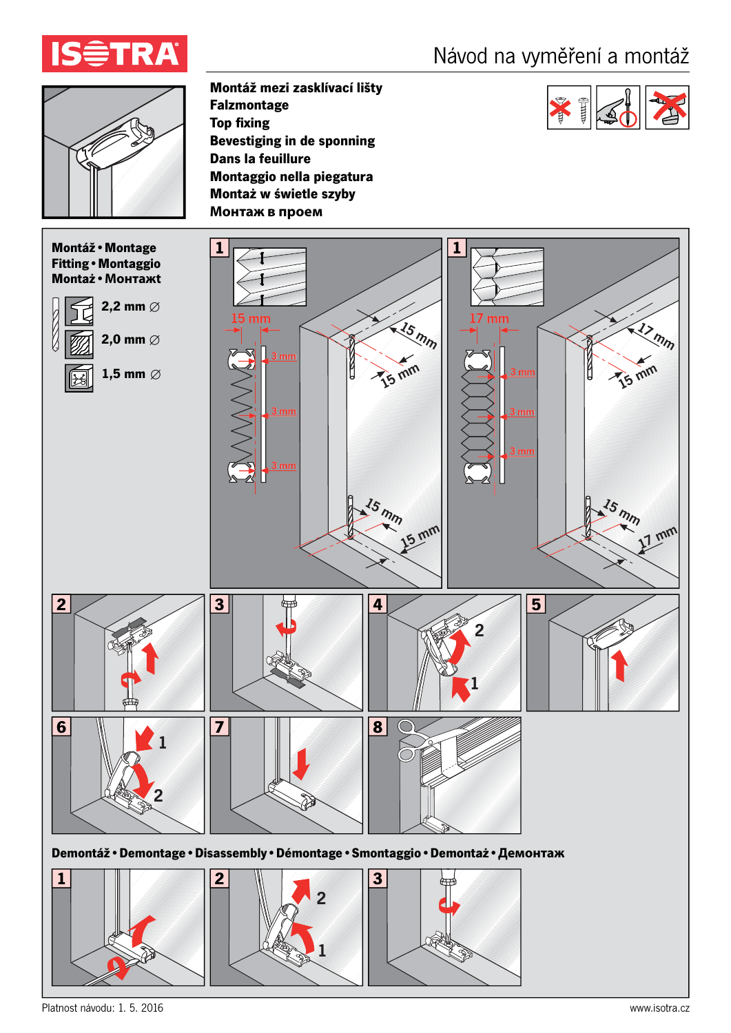# Návod na vyměření a montáž

**Montáž mezi zasklívací lišty**
**Falzmontage**
**Top fixing**
**Bevestiging in de sponning**
**Dans la feuillure**
**Montaggio nella piegatura**
**Montaż w świetle szyby**
**Монтаж в проем**

**Montáž • Montage**
**Fitting • Montaggio**
**Montaż • Монтажт**

**2,2 mm ∅**

**2,0 mm ∅**

**1,5 mm ∅**

1

15 mm

3 mm

3 mm

3 mm

15 mm

15 mm

15 mm

15 mm

1

17 mm

3 mm

3 mm

3 mm

17 mm

15 mm

15 mm

17 mm

2 3 4 5

6 7 8

**Demontáž • Demontage • Disassembly • Démontage • Smontaggio • Demontaż • Демонтаж**

1 2 3

Platnost návodu: 1. 5. 2016

www.isotra.cz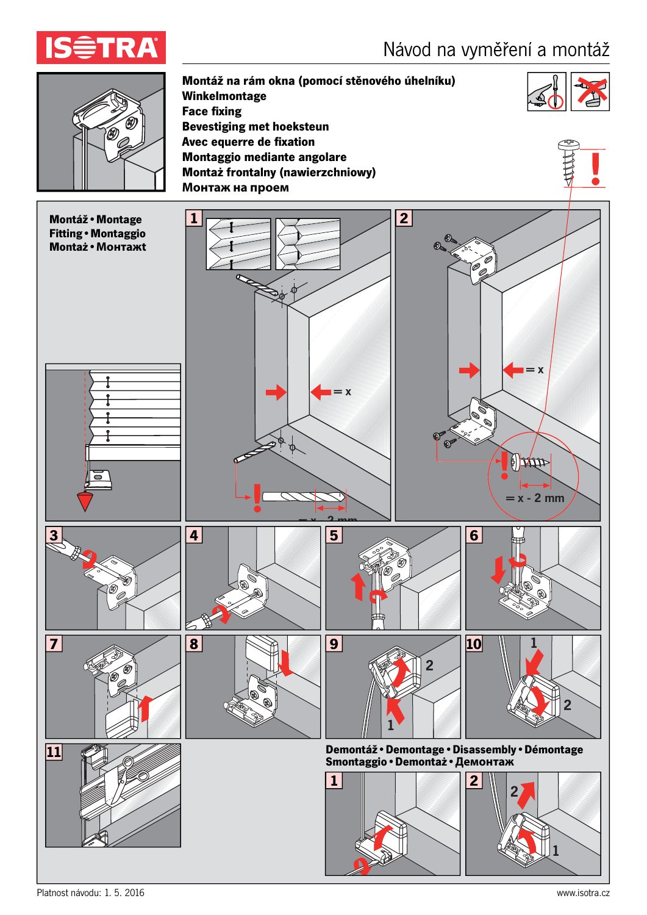ISOTRA

# Návod na vyměření a montáž

## Montáž na rám okna (pomocí stěnového úhelníku)
## Winkelmontage
## Face fixing
## Bevestiging met hoeksteun
## Avec equerre de fixation
## Montaggio mediante angolare
## Montaż frontalny (nawierzchniowy)
## Монтаж на проем

**Montáž • Montage**
**Fitting • Montaggio**
**Montaż • Монтажт**

1

= x

= x - 2 mm

2

= x

= x - 2 mm

3

4

5

6

7

8

9

2

1

10

1

2

11

**Demontáž • Demontage • Disassembly • Démontage**
**Smontaggio • Demontaż • Демонтаж**

1

2

2

1

Platnost návodu: 1. 5. 2016

www.isotra.cz